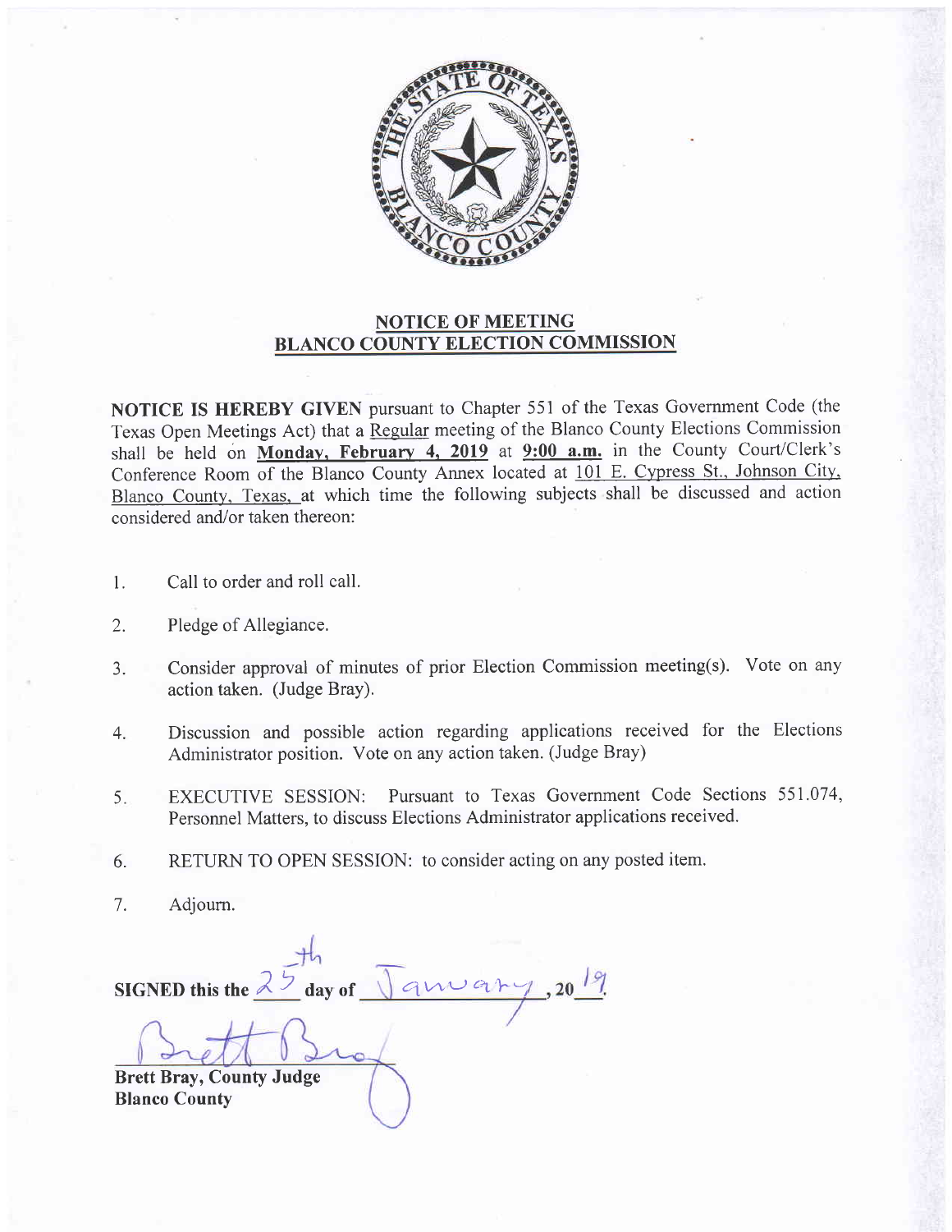## NOTICE OF MEETING
## BLANCO COUNTY ELECTION COMMISSION

**NOTICE IS HEREBY GIVEN** pursuant to Chapter 551 of the Texas Government Code (the Texas Open Meetings Act) that a Regular meeting of the Blanco County Elections Commission shall be held on **Monday, February 4, 2019** at **9:00 a.m.** in the County Court/Clerk's Conference Room of the Blanco County Annex located at 101 E. Cypress St., Johnson City, Blanco County, Texas, at which time the following subjects shall be discussed and action considered and/or taken thereon:

1. Call to order and roll call.
2. Pledge of Allegiance.
3. Consider approval of minutes of prior Election Commission meeting(s). Vote on any action taken. (Judge Bray).
4. Discussion and possible action regarding applications received for the Elections Administrator position. Vote on any action taken. (Judge Bray)
5. EXECUTIVE SESSION: Pursuant to Texas Government Code Sections 551.074, Personnel Matters, to discuss Elections Administrator applications received.
6. RETURN TO OPEN SESSION: to consider acting on any posted item.
7. Adjourn.

**SIGNED this the** 25th **day of** January, **20**19.

Brett Bray

**Brett Bray, County Judge**
**Blanco County**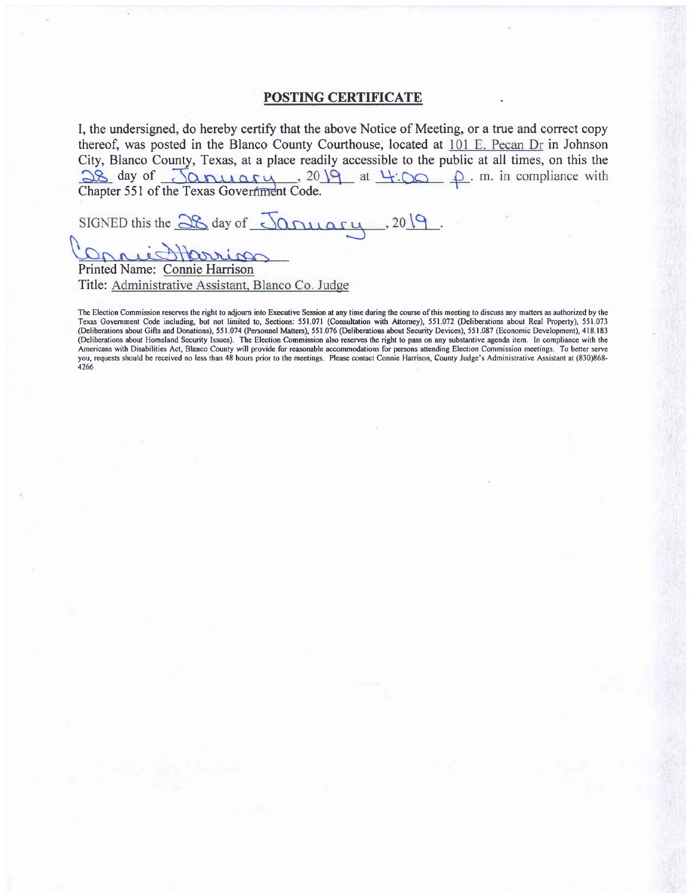## POSTING CERTIFICATE

I, the undersigned, do hereby certify that the above Notice of Meeting, or a true and correct copy thereof, was posted in the Blanco County Courthouse, located at 101 E. Pecan Dr in Johnson City, Blanco County, Texas, at a place readily accessible to the public at all times, on this the 28 day of January, 2019 at 4:00 p. m. in compliance with Chapter 551 of the Texas Government Code.

SIGNED this the 28 day of January, 2019.

Connie Harrison

Printed Name: Connie Harrison

Title: Administrative Assistant, Blanco Co. Judge

The Election Commission reserves the right to adjourn into Executive Session at any time during the course of this meeting to discuss any matters as authorized by the Texas Government Code including, but not limited to, Sections: 551.071 (Consultation with Attorney), 551.072 (Deliberations about Real Property), 551.073 (Deliberations about Gifts and Donations), 551.074 (Personnel Matters), 551.076 (Deliberations about Security Devices), 551.087 (Economic Development), 418.183 (Deliberations about Homeland Security Issues). The Election Commission also reserves the right to pass on any substantive agenda item. In compliance with the Americans with Disabilities Act, Blanco County will provide for reasonable accommodations for persons attending Election Commission meetings. To better serve you, requests should be received no less than 48 hours prior to the meetings. Please contact Connie Harrison, County Judge's Administrative Assistant at (830)868-4266.